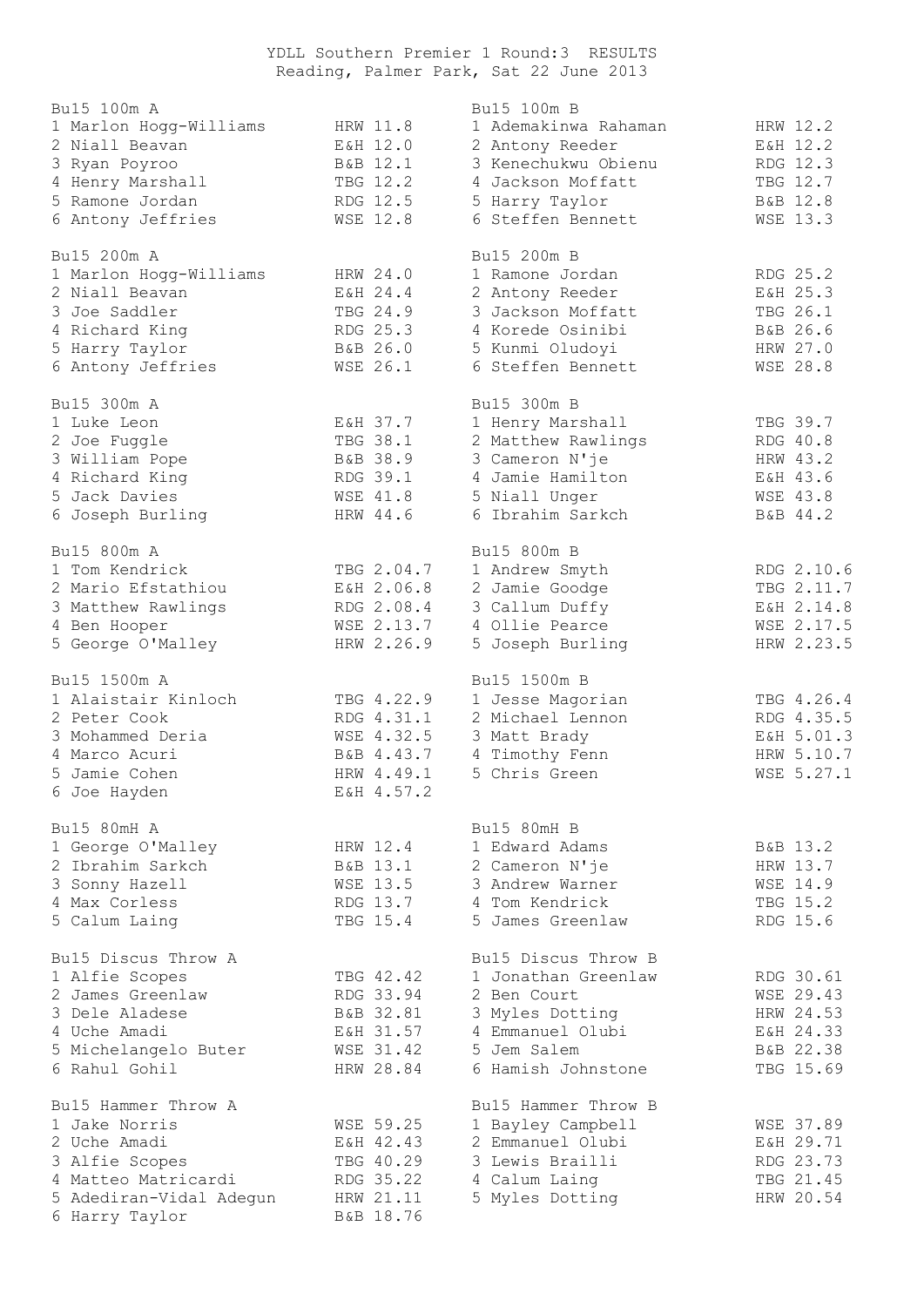# YDLL Southern Premier 1 Round:3 RESULTS

Reading, Palmer Park, Sat 22 June 2013

### Bu15 100m A

| | | | |
|---|---|---|---|
| 1 | Marlon Hogg-Williams | HRW | 11.8 |
| 2 | Niall Beavan | E&H | 12.0 |
| 3 | Ryan Poyroo | B&B | 12.1 |
| 4 | Henry Marshall | TBG | 12.2 |
| 5 | Ramone Jordan | RDG | 12.5 |
| 6 | Antony Jeffries | WSE | 12.8 |

### Bu15 100m B

| | | | |
|---|---|---|---|
| 1 | Ademakinwa Rahaman | HRW | 12.2 |
| 2 | Antony Reeder | E&H | 12.2 |
| 3 | Kenechukwu Obienu | RDG | 12.3 |
| 4 | Jackson Moffatt | TBG | 12.7 |
| 5 | Harry Taylor | B&B | 12.8 |
| 6 | Steffen Bennett | WSE | 13.3 |

### Bu15 200m A

| | | | |
|---|---|---|---|
| 1 | Marlon Hogg-Williams | HRW | 24.0 |
| 2 | Niall Beavan | E&H | 24.4 |
| 3 | Joe Saddler | TBG | 24.9 |
| 4 | Richard King | RDG | 25.3 |
| 5 | Harry Taylor | B&B | 26.0 |
| 6 | Antony Jeffries | WSE | 26.1 |

### Bu15 200m B

| | | | |
|---|---|---|---|
| 1 | Ramone Jordan | RDG | 25.2 |
| 2 | Antony Reeder | E&H | 25.3 |
| 3 | Jackson Moffatt | TBG | 26.1 |
| 4 | Korede Osinibi | B&B | 26.6 |
| 5 | Kunmi Oludoyi | HRW | 27.0 |
| 6 | Steffen Bennett | WSE | 28.8 |

### Bu15 300m A

| | | | |
|---|---|---|---|
| 1 | Luke Leon | E&H | 37.7 |
| 2 | Joe Fuggle | TBG | 38.1 |
| 3 | William Pope | B&B | 38.9 |
| 4 | Richard King | RDG | 39.1 |
| 5 | Jack Davies | WSE | 41.8 |
| 6 | Joseph Burling | HRW | 44.6 |

### Bu15 300m B

| | | | |
|---|---|---|---|
| 1 | Henry Marshall | TBG | 39.7 |
| 2 | Matthew Rawlings | RDG | 40.8 |
| 3 | Cameron N'je | HRW | 43.2 |
| 4 | Jamie Hamilton | E&H | 43.6 |
| 5 | Niall Unger | WSE | 43.8 |
| 6 | Ibrahim Sarkch | B&B | 44.2 |

### Bu15 800m A

| | | | |
|---|---|---|---|
| 1 | Tom Kendrick | TBG | 2.04.7 |
| 2 | Mario Efstathiou | E&H | 2.06.8 |
| 3 | Matthew Rawlings | RDG | 2.08.4 |
| 4 | Ben Hooper | WSE | 2.13.7 |
| 5 | George O'Malley | HRW | 2.26.9 |

### Bu15 800m B

| | | | |
|---|---|---|---|
| 1 | Andrew Smyth | RDG | 2.10.6 |
| 2 | Jamie Goodge | TBG | 2.11.7 |
| 3 | Callum Duffy | E&H | 2.14.8 |
| 4 | Ollie Pearce | WSE | 2.17.5 |
| 5 | Joseph Burling | HRW | 2.23.5 |

### Bu15 1500m A

| | | | |
|---|---|---|---|
| 1 | Alaistair Kinloch | TBG | 4.22.9 |
| 2 | Peter Cook | RDG | 4.31.1 |
| 3 | Mohammed Deria | WSE | 4.32.5 |
| 4 | Marco Acuri | B&B | 4.43.7 |
| 5 | Jamie Cohen | HRW | 4.49.1 |
| 6 | Joe Hayden | E&H | 4.57.2 |

### Bu15 1500m B

| | | | |
|---|---|---|---|
| 1 | Jesse Magorian | TBG | 4.26.4 |
| 2 | Michael Lennon | RDG | 4.35.5 |
| 3 | Matt Brady | E&H | 5.01.3 |
| 4 | Timothy Fenn | HRW | 5.10.7 |
| 5 | Chris Green | WSE | 5.27.1 |

### Bu15 80mH A

| | | | |
|---|---|---|---|
| 1 | George O'Malley | HRW | 12.4 |
| 2 | Ibrahim Sarkch | B&B | 13.1 |
| 3 | Sonny Hazell | WSE | 13.5 |
| 4 | Max Corless | RDG | 13.7 |
| 5 | Calum Laing | TBG | 15.4 |

### Bu15 80mH B

| | | | |
|---|---|---|---|
| 1 | Edward Adams | B&B | 13.2 |
| 2 | Cameron N'je | HRW | 13.7 |
| 3 | Andrew Warner | WSE | 14.9 |
| 4 | Tom Kendrick | TBG | 15.2 |
| 5 | James Greenlaw | RDG | 15.6 |

### Bu15 Discus Throw A

| | | | |
|---|---|---|---|
| 1 | Alfie Scopes | TBG | 42.42 |
| 2 | James Greenlaw | RDG | 33.94 |
| 3 | Dele Aladese | B&B | 32.81 |
| 4 | Uche Amadi | E&H | 31.57 |
| 5 | Michelangelo Buter | WSE | 31.42 |
| 6 | Rahul Gohil | HRW | 28.84 |

### Bu15 Discus Throw B

| | | | |
|---|---|---|---|
| 1 | Jonathan Greenlaw | RDG | 30.61 |
| 2 | Ben Court | WSE | 29.43 |
| 3 | Myles Dotting | HRW | 24.53 |
| 4 | Emmanuel Olubi | E&H | 24.33 |
| 5 | Jem Salem | B&B | 22.38 |
| 6 | Hamish Johnstone | TBG | 15.69 |

### Bu15 Hammer Throw A

| | | | |
|---|---|---|---|
| 1 | Jake Norris | WSE | 59.25 |
| 2 | Uche Amadi | E&H | 42.43 |
| 3 | Alfie Scopes | TBG | 40.29 |
| 4 | Matteo Matricardi | RDG | 35.22 |
| 5 | Adediran-Vidal Adegun | HRW | 21.11 |
| 6 | Harry Taylor | B&B | 18.76 |

### Bu15 Hammer Throw B

| | | | |
|---|---|---|---|
| 1 | Bayley Campbell | WSE | 37.89 |
| 2 | Emmanuel Olubi | E&H | 29.71 |
| 3 | Lewis Brailli | RDG | 23.73 |
| 4 | Calum Laing | TBG | 21.45 |
| 5 | Myles Dotting | HRW | 20.54 |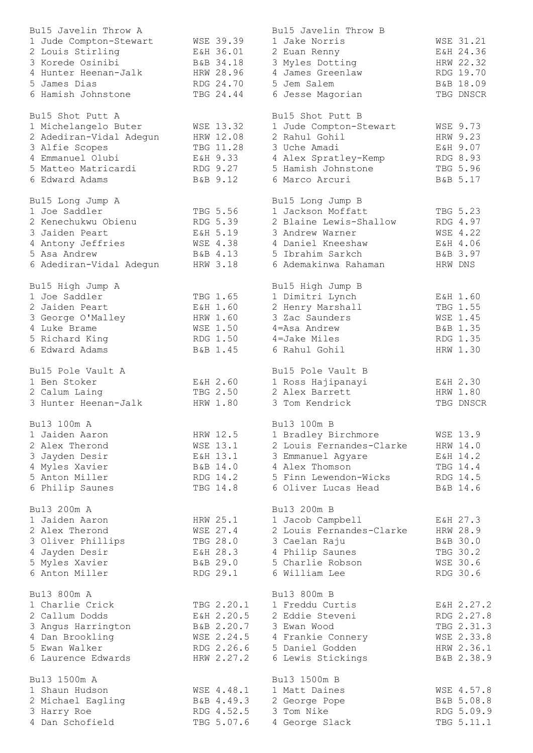Bu15 Javelin Throw A

| | | | |
|---|---|---|---|
| 1 | Jude Compton-Stewart | WSE | 39.39 |
| 2 | Louis Stirling | E&H | 36.01 |
| 3 | Korede Osinibi | B&B | 34.18 |
| 4 | Hunter Heenan-Jalk | HRW | 28.96 |
| 5 | James Dias | RDG | 24.70 |
| 6 | Hamish Johnstone | TBG | 24.44 |

Bu15 Javelin Throw B

| | | | |
|---|---|---|---|
| 1 | Jake Norris | WSE | 31.21 |
| 2 | Euan Renny | E&H | 24.36 |
| 3 | Myles Dotting | HRW | 22.32 |
| 4 | James Greenlaw | RDG | 19.70 |
| 5 | Jem Salem | B&B | 18.09 |
| 6 | Jesse Magorian | TBG | DNSCR |

Bu15 Shot Putt A

| | | | |
|---|---|---|---|
| 1 | Michelangelo Buter | WSE | 13.32 |
| 2 | Adediran-Vidal Adegun | HRW | 12.08 |
| 3 | Alfie Scopes | TBG | 11.28 |
| 4 | Emmanuel Olubi | E&H | 9.33 |
| 5 | Matteo Matricardi | RDG | 9.27 |
| 6 | Edward Adams | B&B | 9.12 |

Bu15 Shot Putt B

| | | | |
|---|---|---|---|
| 1 | Jude Compton-Stewart | WSE | 9.73 |
| 2 | Rahul Gohil | HRW | 9.23 |
| 3 | Uche Amadi | E&H | 9.07 |
| 4 | Alex Spratley-Kemp | RDG | 8.93 |
| 5 | Hamish Johnstone | TBG | 5.96 |
| 6 | Marco Arcuri | B&B | 5.17 |

Bu15 Long Jump A

| | | | |
|---|---|---|---|
| 1 | Joe Saddler | TBG | 5.56 |
| 2 | Kenechukwu Obienu | RDG | 5.39 |
| 3 | Jaiden Peart | E&H | 5.19 |
| 4 | Antony Jeffries | WSE | 4.38 |
| 5 | Asa Andrew | B&B | 4.13 |
| 6 | Adediran-Vidal Adegun | HRW | 3.18 |

Bu15 Long Jump B

| | | | |
|---|---|---|---|
| 1 | Jackson Moffatt | TBG | 5.23 |
| 2 | Blaine Lewis-Shallow | RDG | 4.97 |
| 3 | Andrew Warner | WSE | 4.22 |
| 4 | Daniel Kneeshaw | E&H | 4.06 |
| 5 | Ibrahim Sarkch | B&B | 3.97 |
| 6 | Ademakinwa Rahaman | HRW | DNS |

Bu15 High Jump A

| | | | |
|---|---|---|---|
| 1 | Joe Saddler | TBG | 1.65 |
| 2 | Jaiden Peart | E&H | 1.60 |
| 3 | George O'Malley | HRW | 1.60 |
| 4 | Luke Brame | WSE | 1.50 |
| 5 | Richard King | RDG | 1.50 |
| 6 | Edward Adams | B&B | 1.45 |

Bu15 High Jump B

| | | | |
|---|---|---|---|
| 1 | Dimitri Lynch | E&H | 1.60 |
| 2 | Henry Marshall | TBG | 1.55 |
| 3 | Zac Saunders | WSE | 1.45 |
| 4= | Asa Andrew | B&B | 1.35 |
| 4= | Jake Miles | RDG | 1.35 |
| 6 | Rahul Gohil | HRW | 1.30 |

Bu15 Pole Vault A

| | | | |
|---|---|---|---|
| 1 | Ben Stoker | E&H | 2.60 |
| 2 | Calum Laing | TBG | 2.50 |
| 3 | Hunter Heenan-Jalk | HRW | 1.80 |

Bu15 Pole Vault B

| | | | |
|---|---|---|---|
| 1 | Ross Hajipanayi | E&H | 2.30 |
| 2 | Alex Barrett | HRW | 1.80 |
| 3 | Tom Kendrick | TBG | DNSCR |

Bu13 100m A

| | | | |
|---|---|---|---|
| 1 | Jaiden Aaron | HRW | 12.5 |
| 2 | Alex Therond | WSE | 13.1 |
| 3 | Jayden Desir | E&H | 13.1 |
| 4 | Myles Xavier | B&B | 14.0 |
| 5 | Anton Miller | RDG | 14.2 |
| 6 | Philip Saunes | TBG | 14.8 |

Bu13 100m B

| | | | |
|---|---|---|---|
| 1 | Bradley Birchmore | WSE | 13.9 |
| 2 | Louis Fernandes-Clarke | HRW | 14.0 |
| 3 | Emmanuel Agyare | E&H | 14.2 |
| 4 | Alex Thomson | TBG | 14.4 |
| 5 | Finn Lewendon-Wicks | RDG | 14.5 |
| 6 | Oliver Lucas Head | B&B | 14.6 |

Bu13 200m A

| | | | |
|---|---|---|---|
| 1 | Jaiden Aaron | HRW | 25.1 |
| 2 | Alex Therond | WSE | 27.4 |
| 3 | Oliver Phillips | TBG | 28.0 |
| 4 | Jayden Desir | E&H | 28.3 |
| 5 | Myles Xavier | B&B | 29.0 |
| 6 | Anton Miller | RDG | 29.1 |

Bu13 200m B

| | | | |
|---|---|---|---|
| 1 | Jacob Campbell | E&H | 27.3 |
| 2 | Louis Fernandes-Clarke | HRW | 28.9 |
| 3 | Caelan Raju | B&B | 30.0 |
| 4 | Philip Saunes | TBG | 30.2 |
| 5 | Charlie Robson | WSE | 30.6 |
| 6 | William Lee | RDG | 30.6 |

Bu13 800m A

| | | | |
|---|---|---|---|
| 1 | Charlie Crick | TBG | 2.20.1 |
| 2 | Callum Dodds | E&H | 2.20.5 |
| 3 | Angus Harrington | B&B | 2.20.7 |
| 4 | Dan Brookling | WSE | 2.24.5 |
| 5 | Ewan Walker | RDG | 2.26.6 |
| 6 | Laurence Edwards | HRW | 2.27.2 |

Bu13 800m B

| | | | |
|---|---|---|---|
| 1 | Freddu Curtis | E&H | 2.27.2 |
| 2 | Eddie Steveni | RDG | 2.27.8 |
| 3 | Ewan Wood | TBG | 2.31.3 |
| 4 | Frankie Connery | WSE | 2.33.8 |
| 5 | Daniel Godden | HRW | 2.36.1 |
| 6 | Lewis Stickings | B&B | 2.38.9 |

Bu13 1500m A

| | | | |
|---|---|---|---|
| 1 | Shaun Hudson | WSE | 4.48.1 |
| 2 | Michael Eagling | B&B | 4.49.3 |
| 3 | Harry Roe | RDG | 4.52.5 |
| 4 | Dan Schofield | TBG | 5.07.6 |

Bu13 1500m B

| | | | |
|---|---|---|---|
| 1 | Matt Daines | WSE | 4.57.8 |
| 2 | George Pope | B&B | 5.08.8 |
| 3 | Tom Nike | RDG | 5.09.9 |
| 4 | George Slack | TBG | 5.11.1 |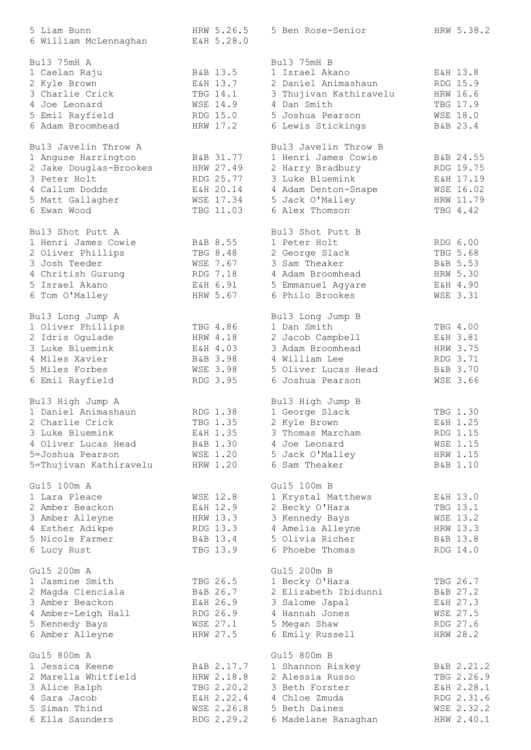5 Liam Bunn HRW 5.26.5
6 William McLennaghan E&H 5.28.0

5 Ben Rose-Senior HRW 5.38.2

Bu13 75mH A

| | | |
|---|---|---|
| 1 Caelan Raju | B&B | 13.5 |
| 2 Kyle Brown | E&H | 13.7 |
| 3 Charlie Crick | TBG | 14.1 |
| 4 Joe Leonard | WSE | 14.9 |
| 5 Emil Rayfield | RDG | 15.0 |
| 6 Adam Broomhead | HRW | 17.2 |

Bu13 75mH B

| | | |
|---|---|---|
| 1 Israel Akano | E&H | 13.8 |
| 2 Daniel Animashaun | RDG | 15.9 |
| 3 Thujivan Kathiravelu | HRW | 16.6 |
| 4 Dan Smith | TBG | 17.9 |
| 5 Joshua Pearson | WSE | 18.0 |
| 6 Lewis Stickings | B&B | 23.4 |

Bu13 Javelin Throw A

| | | |
|---|---|---|
| 1 Anguse Harrington | B&B | 31.77 |
| 2 Jake Douglas-Brookes | HRW | 27.49 |
| 3 Peter Holt | RDG | 25.77 |
| 4 Callum Dodds | E&H | 20.14 |
| 5 Matt Gallagher | WSE | 17.34 |
| 6 Ewan Wood | TBG | 11.03 |

Bu13 Javelin Throw B

| | | |
|---|---|---|
| 1 Henri James Cowie | B&B | 24.55 |
| 2 Harry Bradbury | RDG | 19.75 |
| 3 Luke Bluemink | E&H | 17.19 |
| 4 Adam Denton-Snape | WSE | 16.02 |
| 5 Jack O'Malley | HRW | 11.79 |
| 6 Alex Thomson | TBG | 4.42 |

Bu13 Shot Putt A

| | | |
|---|---|---|
| 1 Henri James Cowie | B&B | 8.55 |
| 2 Oliver Phillips | TBG | 8.48 |
| 3 Josh Teeder | WSE | 7.67 |
| 4 Chritish Gurung | RDG | 7.18 |
| 5 Israel Akano | E&H | 6.91 |
| 6 Tom O'Malley | HRW | 5.67 |

Bu13 Shot Putt B

| | | |
|---|---|---|
| 1 Peter Holt | RDG | 6.00 |
| 2 George Slack | TBG | 5.68 |
| 3 Sam Theaker | B&B | 5.53 |
| 4 Adam Broomhead | HRW | 5.30 |
| 5 Emmanuel Agyare | E&H | 4.90 |
| 6 Philo Brookes | WSE | 3.31 |

Bu13 Long Jump A

| | | |
|---|---|---|
| 1 Oliver Phillips | TBG | 4.86 |
| 2 Idris Ogulade | HRW | 4.18 |
| 3 Luke Bluemink | E&H | 4.03 |
| 4 Miles Xavier | B&B | 3.98 |
| 5 Miles Forbes | WSE | 3.98 |
| 6 Emil Rayfield | RDG | 3.95 |

Bu13 Long Jump B

| | | |
|---|---|---|
| 1 Dan Smith | TBG | 4.00 |
| 2 Jacob Campbell | E&H | 3.81 |
| 3 Adam Broomhead | HRW | 3.75 |
| 4 William Lee | RDG | 3.71 |
| 5 Oliver Lucas Head | B&B | 3.70 |
| 6 Joshua Pearson | WSE | 3.66 |

Bu13 High Jump A

| | | |
|---|---|---|
| 1 Daniel Animashaun | RDG | 1.38 |
| 2 Charlie Crick | TBG | 1.35 |
| 3 Luke Bluemink | E&H | 1.35 |
| 4 Oliver Lucas Head | B&B | 1.30 |
| 5=Joshua Pearson | WSE | 1.20 |
| 5=Thujivan Kathiravelu | HRW | 1.20 |

Bu13 High Jump B

| | | |
|---|---|---|
| 1 George Slack | TBG | 1.30 |
| 2 Kyle Brown | E&H | 1.25 |
| 3 Thomas Marcham | RDG | 1.15 |
| 4 Joe Leonard | WSE | 1.15 |
| 5 Jack O'Malley | HRW | 1.15 |
| 6 Sam Theaker | B&B | 1.10 |

Gu15 100m A

| | | |
|---|---|---|
| 1 Lara Pleace | WSE | 12.8 |
| 2 Amber Beackon | E&H | 12.9 |
| 3 Amber Alleyne | HRW | 13.3 |
| 4 Esther Adikpe | RDG | 13.3 |
| 5 Nicole Farmer | B&B | 13.4 |
| 6 Lucy Rust | TBG | 13.9 |

Gu15 100m B

| | | |
|---|---|---|
| 1 Krystal Matthews | E&H | 13.0 |
| 2 Becky O'Hara | TBG | 13.1 |
| 3 Kennedy Bays | WSE | 13.2 |
| 4 Amelia Alleyne | HRW | 13.3 |
| 5 Olivia Richer | B&B | 13.8 |
| 6 Phoebe Thomas | RDG | 14.0 |

Gu15 200m A

| | | |
|---|---|---|
| 1 Jasmine Smith | TBG | 26.5 |
| 2 Magda Cienciala | B&B | 26.7 |
| 3 Amber Beackon | E&H | 26.9 |
| 4 Amber-Leigh Hall | RDG | 26.9 |
| 5 Kennedy Bays | WSE | 27.1 |
| 6 Amber Alleyne | HRW | 27.5 |

Gu15 200m B

| | | |
|---|---|---|
| 1 Becky O'Hara | TBG | 26.7 |
| 2 Elizabeth Ibidunni | B&B | 27.2 |
| 3 Salome Japal | E&H | 27.3 |
| 4 Hannah Jones | WSE | 27.5 |
| 5 Megan Shaw | RDG | 27.6 |
| 6 Emily Russell | HRW | 28.2 |

Gu15 800m A

| | | |
|---|---|---|
| 1 Jessica Keene | B&B | 2.17.7 |
| 2 Marella Whitfield | HRW | 2.18.8 |
| 3 Alice Ralph | TBG | 2.20.2 |
| 4 Sara Jacob | E&H | 2.22.4 |
| 5 Siman Thind | WSE | 2.26.8 |
| 6 Ella Saunders | RDG | 2.29.2 |

Gu15 800m B

| | | |
|---|---|---|
| 1 Shannon Riskey | B&B | 2.21.2 |
| 2 Alessia Russo | TBG | 2.26.9 |
| 3 Beth Forster | E&H | 2.28.1 |
| 4 Chloe Zmuda | RDG | 2.31.6 |
| 5 Beth Daines | WSE | 2.32.2 |
| 6 Madelane Ranaghan | HRW | 2.40.1 |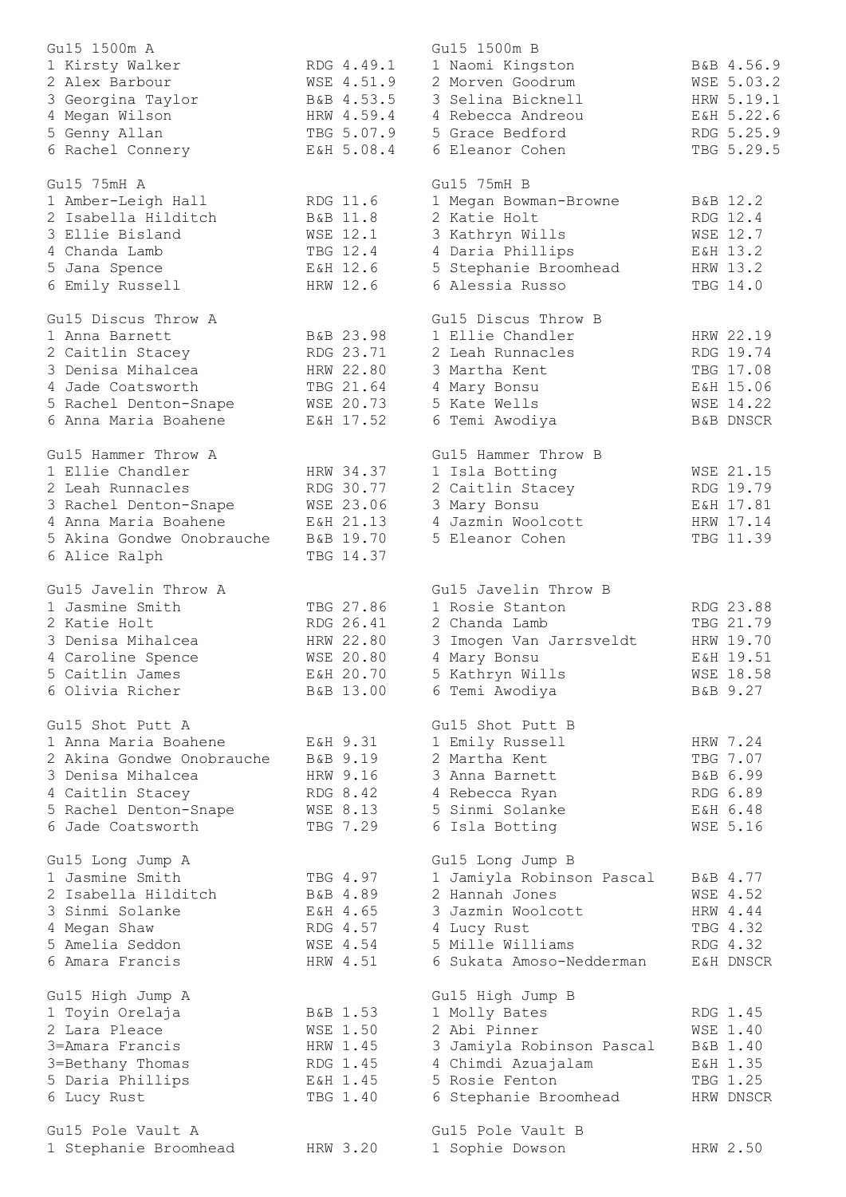Gu15 1500m A

| | | | |
|---|---|---|---|
| 1 | Kirsty Walker | RDG | 4.49.1 |
| 2 | Alex Barbour | WSE | 4.51.9 |
| 3 | Georgina Taylor | B&B | 4.53.5 |
| 4 | Megan Wilson | HRW | 4.59.4 |
| 5 | Genny Allan | TBG | 5.07.9 |
| 6 | Rachel Connery | E&H | 5.08.4 |

Gu15 1500m B

| | | | |
|---|---|---|---|
| 1 | Naomi Kingston | B&B | 4.56.9 |
| 2 | Morven Goodrum | WSE | 5.03.2 |
| 3 | Selina Bicknell | HRW | 5.19.1 |
| 4 | Rebecca Andreou | E&H | 5.22.6 |
| 5 | Grace Bedford | RDG | 5.25.9 |
| 6 | Eleanor Cohen | TBG | 5.29.5 |

Gu15 75mH A

| | | | |
|---|---|---|---|
| 1 | Amber-Leigh Hall | RDG | 11.6 |
| 2 | Isabella Hilditch | B&B | 11.8 |
| 3 | Ellie Bisland | WSE | 12.1 |
| 4 | Chanda Lamb | TBG | 12.4 |
| 5 | Jana Spence | E&H | 12.6 |
| 6 | Emily Russell | HRW | 12.6 |

Gu15 75mH B

| | | | |
|---|---|---|---|
| 1 | Megan Bowman-Browne | B&B | 12.2 |
| 2 | Katie Holt | RDG | 12.4 |
| 3 | Kathryn Wills | WSE | 12.7 |
| 4 | Daria Phillips | E&H | 13.2 |
| 5 | Stephanie Broomhead | HRW | 13.2 |
| 6 | Alessia Russo | TBG | 14.0 |

Gu15 Discus Throw A

| | | | |
|---|---|---|---|
| 1 | Anna Barnett | B&B | 23.98 |
| 2 | Caitlin Stacey | RDG | 23.71 |
| 3 | Denisa Mihalcea | HRW | 22.80 |
| 4 | Jade Coatsworth | TBG | 21.64 |
| 5 | Rachel Denton-Snape | WSE | 20.73 |
| 6 | Anna Maria Boahene | E&H | 17.52 |

Gu15 Discus Throw B

| | | | |
|---|---|---|---|
| 1 | Ellie Chandler | HRW | 22.19 |
| 2 | Leah Runnacles | RDG | 19.74 |
| 3 | Martha Kent | TBG | 17.08 |
| 4 | Mary Bonsu | E&H | 15.06 |
| 5 | Kate Wells | WSE | 14.22 |
| 6 | Temi Awodiya | B&B | DNSCR |

Gu15 Hammer Throw A

| | | | |
|---|---|---|---|
| 1 | Ellie Chandler | HRW | 34.37 |
| 2 | Leah Runnacles | RDG | 30.77 |
| 3 | Rachel Denton-Snape | WSE | 23.06 |
| 4 | Anna Maria Boahene | E&H | 21.13 |
| 5 | Akina Gondwe Onobrauche | B&B | 19.70 |
| 6 | Alice Ralph | TBG | 14.37 |

Gu15 Hammer Throw B

| | | | |
|---|---|---|---|
| 1 | Isla Botting | WSE | 21.15 |
| 2 | Caitlin Stacey | RDG | 19.79 |
| 3 | Mary Bonsu | E&H | 17.81 |
| 4 | Jazmin Woolcott | HRW | 17.14 |
| 5 | Eleanor Cohen | TBG | 11.39 |

Gu15 Javelin Throw A

| | | | |
|---|---|---|---|
| 1 | Jasmine Smith | TBG | 27.86 |
| 2 | Katie Holt | RDG | 26.41 |
| 3 | Denisa Mihalcea | HRW | 22.80 |
| 4 | Caroline Spence | WSE | 20.80 |
| 5 | Caitlin James | E&H | 20.70 |
| 6 | Olivia Richer | B&B | 13.00 |

Gu15 Javelin Throw B

| | | | |
|---|---|---|---|
| 1 | Rosie Stanton | RDG | 23.88 |
| 2 | Chanda Lamb | TBG | 21.79 |
| 3 | Imogen Van Jarrsveldt | HRW | 19.70 |
| 4 | Mary Bonsu | E&H | 19.51 |
| 5 | Kathryn Wills | WSE | 18.58 |
| 6 | Temi Awodiya | B&B | 9.27 |

Gu15 Shot Putt A

| | | | |
|---|---|---|---|
| 1 | Anna Maria Boahene | E&H | 9.31 |
| 2 | Akina Gondwe Onobrauche | B&B | 9.19 |
| 3 | Denisa Mihalcea | HRW | 9.16 |
| 4 | Caitlin Stacey | RDG | 8.42 |
| 5 | Rachel Denton-Snape | WSE | 8.13 |
| 6 | Jade Coatsworth | TBG | 7.29 |

Gu15 Shot Putt B

| | | | |
|---|---|---|---|
| 1 | Emily Russell | HRW | 7.24 |
| 2 | Martha Kent | TBG | 7.07 |
| 3 | Anna Barnett | B&B | 6.99 |
| 4 | Rebecca Ryan | RDG | 6.89 |
| 5 | Sinmi Solanke | E&H | 6.48 |
| 6 | Isla Botting | WSE | 5.16 |

Gu15 Long Jump A

| | | | |
|---|---|---|---|
| 1 | Jasmine Smith | TBG | 4.97 |
| 2 | Isabella Hilditch | B&B | 4.89 |
| 3 | Sinmi Solanke | E&H | 4.65 |
| 4 | Megan Shaw | RDG | 4.57 |
| 5 | Amelia Seddon | WSE | 4.54 |
| 6 | Amara Francis | HRW | 4.51 |

Gu15 Long Jump B

| | | | |
|---|---|---|---|
| 1 | Jamiyla Robinson Pascal | B&B | 4.77 |
| 2 | Hannah Jones | WSE | 4.52 |
| 3 | Jazmin Woolcott | HRW | 4.44 |
| 4 | Lucy Rust | TBG | 4.32 |
| 5 | Mille Williams | RDG | 4.32 |
| 6 | Sukata Amoso-Nedderman | E&H | DNSCR |

Gu15 High Jump A

| | | | |
|---|---|---|---|
| 1 | Toyin Orelaja | B&B | 1.53 |
| 2 | Lara Pleace | WSE | 1.50 |
| 3= | Amara Francis | HRW | 1.45 |
| 3= | Bethany Thomas | RDG | 1.45 |
| 5 | Daria Phillips | E&H | 1.45 |
| 6 | Lucy Rust | TBG | 1.40 |

Gu15 High Jump B

| | | | |
|---|---|---|---|
| 1 | Molly Bates | RDG | 1.45 |
| 2 | Abi Pinner | WSE | 1.40 |
| 3 | Jamiyla Robinson Pascal | B&B | 1.40 |
| 4 | Chimdi Azuajalam | E&H | 1.35 |
| 5 | Rosie Fenton | TBG | 1.25 |
| 6 | Stephanie Broomhead | HRW | DNSCR |

Gu15 Pole Vault A

| | | | |
|---|---|---|---|
| 1 | Stephanie Broomhead | HRW | 3.20 |

Gu15 Pole Vault B

| | | | |
|---|---|---|---|
| 1 | Sophie Dowson | HRW | 2.50 |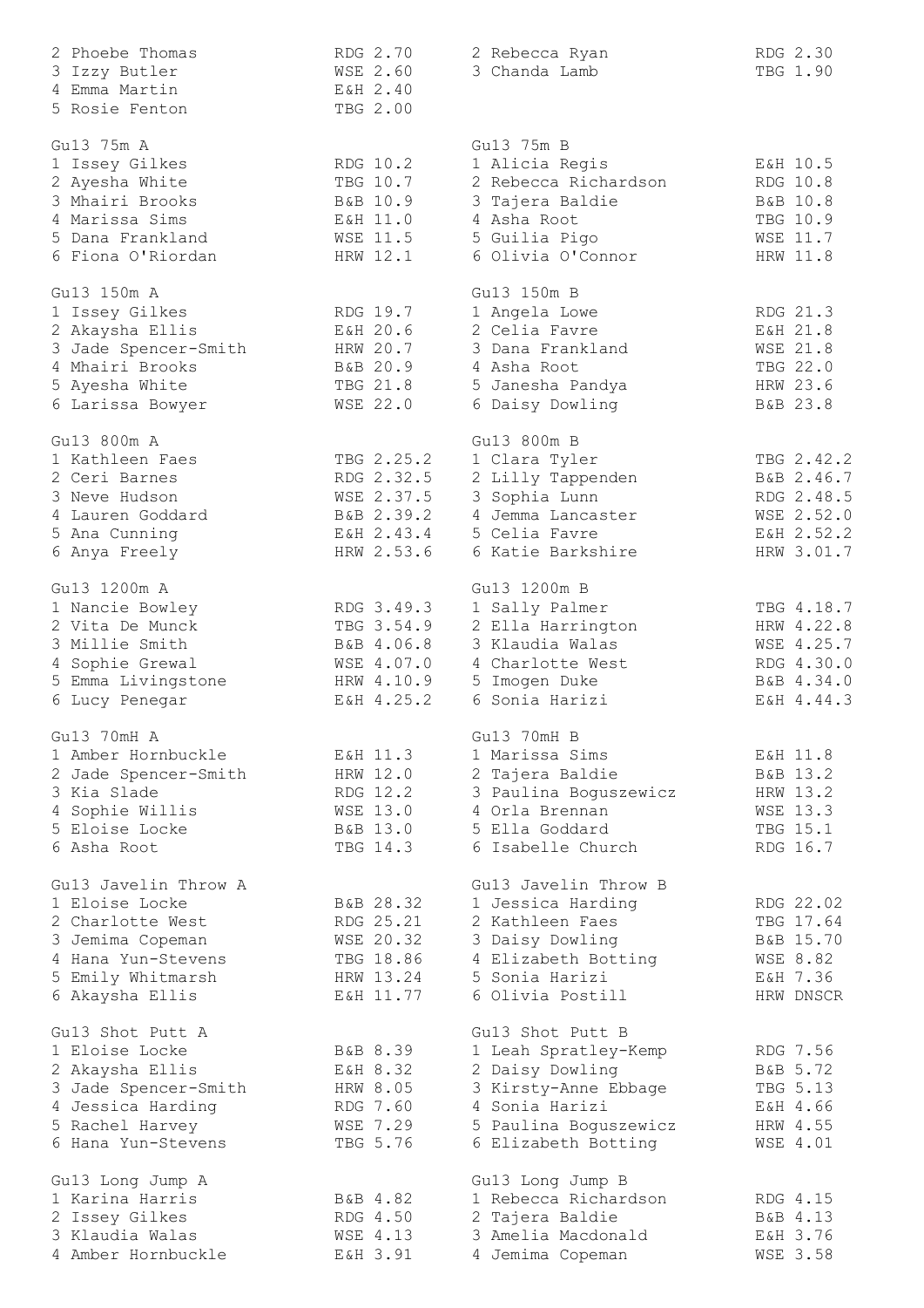2 Phoebe Thomas RDG 2.70
3 Izzy Butler WSE 2.60
4 Emma Martin E&H 2.40
5 Rosie Fenton TBG 2.00

2 Rebecca Ryan RDG 2.30
3 Chanda Lamb TBG 1.90

**Gu13 75m A**

| | | |
|---|---|---|
| 1 Issey Gilkes | RDG | 10.2 |
| 2 Ayesha White | TBG | 10.7 |
| 3 Mhairi Brooks | B&B | 10.9 |
| 4 Marissa Sims | E&H | 11.0 |
| 5 Dana Frankland | WSE | 11.5 |
| 6 Fiona O'Riordan | HRW | 12.1 |

**Gu13 75m B**

| | | |
|---|---|---|
| 1 Alicia Regis | E&H | 10.5 |
| 2 Rebecca Richardson | RDG | 10.8 |
| 3 Tajera Baldie | B&B | 10.8 |
| 4 Asha Root | TBG | 10.9 |
| 5 Guilia Pigo | WSE | 11.7 |
| 6 Olivia O'Connor | HRW | 11.8 |

**Gu13 150m A**

| | | |
|---|---|---|
| 1 Issey Gilkes | RDG | 19.7 |
| 2 Akaysha Ellis | E&H | 20.6 |
| 3 Jade Spencer-Smith | HRW | 20.7 |
| 4 Mhairi Brooks | B&B | 20.9 |
| 5 Ayesha White | TBG | 21.8 |
| 6 Larissa Bowyer | WSE | 22.0 |

**Gu13 150m B**

| | | |
|---|---|---|
| 1 Angela Lowe | RDG | 21.3 |
| 2 Celia Favre | E&H | 21.8 |
| 3 Dana Frankland | WSE | 21.8 |
| 4 Asha Root | TBG | 22.0 |
| 5 Janesha Pandya | HRW | 23.6 |
| 6 Daisy Dowling | B&B | 23.8 |

**Gu13 800m A**

| | | |
|---|---|---|
| 1 Kathleen Faes | TBG | 2.25.2 |
| 2 Ceri Barnes | RDG | 2.32.5 |
| 3 Neve Hudson | WSE | 2.37.5 |
| 4 Lauren Goddard | B&B | 2.39.2 |
| 5 Ana Cunning | E&H | 2.43.4 |
| 6 Anya Freely | HRW | 2.53.6 |

**Gu13 800m B**

| | | |
|---|---|---|
| 1 Clara Tyler | TBG | 2.42.2 |
| 2 Lilly Tappenden | B&B | 2.46.7 |
| 3 Sophia Lunn | RDG | 2.48.5 |
| 4 Jemma Lancaster | WSE | 2.52.0 |
| 5 Celia Favre | E&H | 2.52.2 |
| 6 Katie Barkshire | HRW | 3.01.7 |

**Gu13 1200m A**

| | | |
|---|---|---|
| 1 Nancie Bowley | RDG | 3.49.3 |
| 2 Vita De Munck | TBG | 3.54.9 |
| 3 Millie Smith | B&B | 4.06.8 |
| 4 Sophie Grewal | WSE | 4.07.0 |
| 5 Emma Livingstone | HRW | 4.10.9 |
| 6 Lucy Penegar | E&H | 4.25.2 |

**Gu13 1200m B**

| | | |
|---|---|---|
| 1 Sally Palmer | TBG | 4.18.7 |
| 2 Ella Harrington | HRW | 4.22.8 |
| 3 Klaudia Walas | WSE | 4.25.7 |
| 4 Charlotte West | RDG | 4.30.0 |
| 5 Imogen Duke | B&B | 4.34.0 |
| 6 Sonia Harizi | E&H | 4.44.3 |

**Gu13 70mH A**

| | | |
|---|---|---|
| 1 Amber Hornbuckle | E&H | 11.3 |
| 2 Jade Spencer-Smith | HRW | 12.0 |
| 3 Kia Slade | RDG | 12.2 |
| 4 Sophie Willis | WSE | 13.0 |
| 5 Eloise Locke | B&B | 13.0 |
| 6 Asha Root | TBG | 14.3 |

**Gu13 70mH B**

| | | |
|---|---|---|
| 1 Marissa Sims | E&H | 11.8 |
| 2 Tajera Baldie | B&B | 13.2 |
| 3 Paulina Boguszewicz | HRW | 13.2 |
| 4 Orla Brennan | WSE | 13.3 |
| 5 Ella Goddard | TBG | 15.1 |
| 6 Isabelle Church | RDG | 16.7 |

**Gu13 Javelin Throw A**

| | | |
|---|---|---|
| 1 Eloise Locke | B&B | 28.32 |
| 2 Charlotte West | RDG | 25.21 |
| 3 Jemima Copeman | WSE | 20.32 |
| 4 Hana Yun-Stevens | TBG | 18.86 |
| 5 Emily Whitmarsh | HRW | 13.24 |
| 6 Akaysha Ellis | E&H | 11.77 |

**Gu13 Javelin Throw B**

| | | |
|---|---|---|
| 1 Jessica Harding | RDG | 22.02 |
| 2 Kathleen Faes | TBG | 17.64 |
| 3 Daisy Dowling | B&B | 15.70 |
| 4 Elizabeth Botting | WSE | 8.82 |
| 5 Sonia Harizi | E&H | 7.36 |
| 6 Olivia Postill | HRW | DNSCR |

**Gu13 Shot Putt A**

| | | |
|---|---|---|
| 1 Eloise Locke | B&B | 8.39 |
| 2 Akaysha Ellis | E&H | 8.32 |
| 3 Jade Spencer-Smith | HRW | 8.05 |
| 4 Jessica Harding | RDG | 7.60 |
| 5 Rachel Harvey | WSE | 7.29 |
| 6 Hana Yun-Stevens | TBG | 5.76 |

**Gu13 Shot Putt B**

| | | |
|---|---|---|
| 1 Leah Spratley-Kemp | RDG | 7.56 |
| 2 Daisy Dowling | B&B | 5.72 |
| 3 Kirsty-Anne Ebbage | TBG | 5.13 |
| 4 Sonia Harizi | E&H | 4.66 |
| 5 Paulina Boguszewicz | HRW | 4.55 |
| 6 Elizabeth Botting | WSE | 4.01 |

**Gu13 Long Jump A**

| | | |
|---|---|---|
| 1 Karina Harris | B&B | 4.82 |
| 2 Issey Gilkes | RDG | 4.50 |
| 3 Klaudia Walas | WSE | 4.13 |
| 4 Amber Hornbuckle | E&H | 3.91 |

**Gu13 Long Jump B**

| | | |
|---|---|---|
| 1 Rebecca Richardson | RDG | 4.15 |
| 2 Tajera Baldie | B&B | 4.13 |
| 3 Amelia Macdonald | E&H | 3.76 |
| 4 Jemima Copeman | WSE | 3.58 |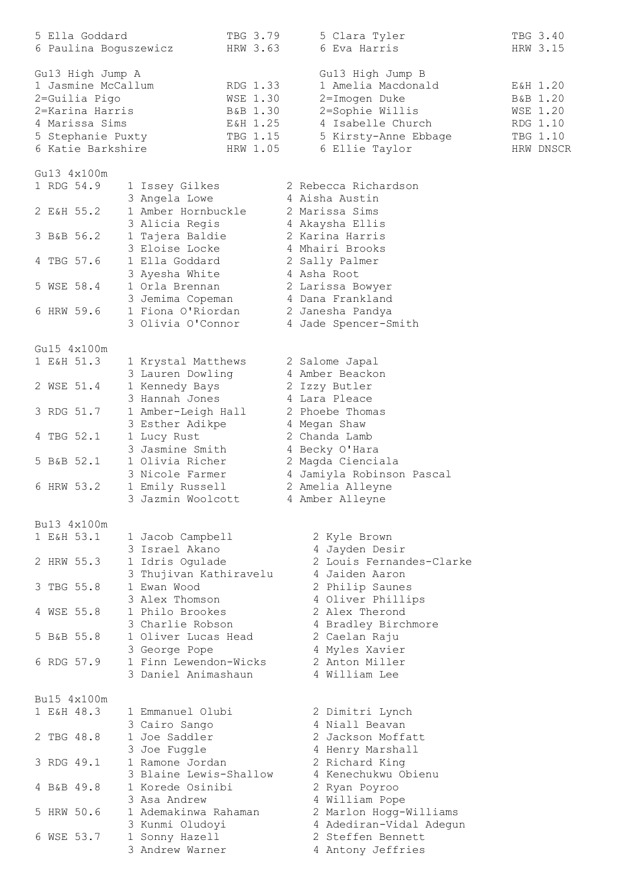| | | | | | |
|---|---|---|---|---|---|
| 5 Ella Goddard | TBG | 3.79 | 5 Clara Tyler | TBG | 3.40 |
| 6 Paulina Boguszewicz | HRW | 3.63 | 6 Eva Harris | HRW | 3.15 |

| Gu13 High Jump A | | | Gu13 High Jump B | | |
|---|---|---|---|---|---|
| 1 Jasmine McCallum | RDG | 1.33 | 1 Amelia Macdonald | E&H | 1.20 |
| 2=Guilia Pigo | WSE | 1.30 | 2=Imogen Duke | B&B | 1.20 |
| 2=Karina Harris | B&B | 1.30 | 2=Sophie Willis | WSE | 1.20 |
| 4 Marissa Sims | E&H | 1.25 | 4 Isabelle Church | RDG | 1.10 |
| 5 Stephanie Puxty | TBG | 1.15 | 5 Kirsty-Anne Ebbage | TBG | 1.10 |
| 6 Katie Barkshire | HRW | 1.05 | 6 Ellie Taylor | HRW | DNSCR |

Gu13 4x100m

| | | |
|---|---|---|
| 1 RDG 54.9 | 1 Issey Gilkes | 2 Rebecca Richardson |
| | 3 Angela Lowe | 4 Aisha Austin |
| 2 E&H 55.2 | 1 Amber Hornbuckle | 2 Marissa Sims |
| | 3 Alicia Regis | 4 Akaysha Ellis |
| 3 B&B 56.2 | 1 Tajera Baldie | 2 Karina Harris |
| | 3 Eloise Locke | 4 Mhairi Brooks |
| 4 TBG 57.6 | 1 Ella Goddard | 2 Sally Palmer |
| | 3 Ayesha White | 4 Asha Root |
| 5 WSE 58.4 | 1 Orla Brennan | 2 Larissa Bowyer |
| | 3 Jemima Copeman | 4 Dana Frankland |
| 6 HRW 59.6 | 1 Fiona O'Riordan | 2 Janesha Pandya |
| | 3 Olivia O'Connor | 4 Jade Spencer-Smith |

Gu15 4x100m

| | | |
|---|---|---|
| 1 E&H 51.3 | 1 Krystal Matthews | 2 Salome Japal |
| | 3 Lauren Dowling | 4 Amber Beackon |
| 2 WSE 51.4 | 1 Kennedy Bays | 2 Izzy Butler |
| | 3 Hannah Jones | 4 Lara Pleace |
| 3 RDG 51.7 | 1 Amber-Leigh Hall | 2 Phoebe Thomas |
| | 3 Esther Adikpe | 4 Megan Shaw |
| 4 TBG 52.1 | 1 Lucy Rust | 2 Chanda Lamb |
| | 3 Jasmine Smith | 4 Becky O'Hara |
| 5 B&B 52.1 | 1 Olivia Richer | 2 Magda Cienciala |
| | 3 Nicole Farmer | 4 Jamiyla Robinson Pascal |
| 6 HRW 53.2 | 1 Emily Russell | 2 Amelia Alleyne |
| | 3 Jazmin Woolcott | 4 Amber Alleyne |

Bu13 4x100m

| | | |
|---|---|---|
| 1 E&H 53.1 | 1 Jacob Campbell | 2 Kyle Brown |
| | 3 Israel Akano | 4 Jayden Desir |
| 2 HRW 55.3 | 1 Idris Ogulade | 2 Louis Fernandes-Clarke |
| | 3 Thujivan Kathiravelu | 4 Jaiden Aaron |
| 3 TBG 55.8 | 1 Ewan Wood | 2 Philip Saunes |
| | 3 Alex Thomson | 4 Oliver Phillips |
| 4 WSE 55.8 | 1 Philo Brookes | 2 Alex Therond |
| | 3 Charlie Robson | 4 Bradley Birchmore |
| 5 B&B 55.8 | 1 Oliver Lucas Head | 2 Caelan Raju |
| | 3 George Pope | 4 Myles Xavier |
| 6 RDG 57.9 | 1 Finn Lewendon-Wicks | 2 Anton Miller |
| | 3 Daniel Animashaun | 4 William Lee |

Bu15 4x100m

| | | |
|---|---|---|
| 1 E&H 48.3 | 1 Emmanuel Olubi | 2 Dimitri Lynch |
| | 3 Cairo Sango | 4 Niall Beavan |
| 2 TBG 48.8 | 1 Joe Saddler | 2 Jackson Moffatt |
| | 3 Joe Fuggle | 4 Henry Marshall |
| 3 RDG 49.1 | 1 Ramone Jordan | 2 Richard King |
| | 3 Blaine Lewis-Shallow | 4 Kenechukwu Obienu |
| 4 B&B 49.8 | 1 Korede Osinibi | 2 Ryan Poyroo |
| | 3 Asa Andrew | 4 William Pope |
| 5 HRW 50.6 | 1 Ademakinwa Rahaman | 2 Marlon Hogg-Williams |
| | 3 Kunmi Oludoyi | 4 Adediran-Vidal Adegun |
| 6 WSE 53.7 | 1 Sonny Hazell | 2 Steffen Bennett |
| | 3 Andrew Warner | 4 Antony Jeffries |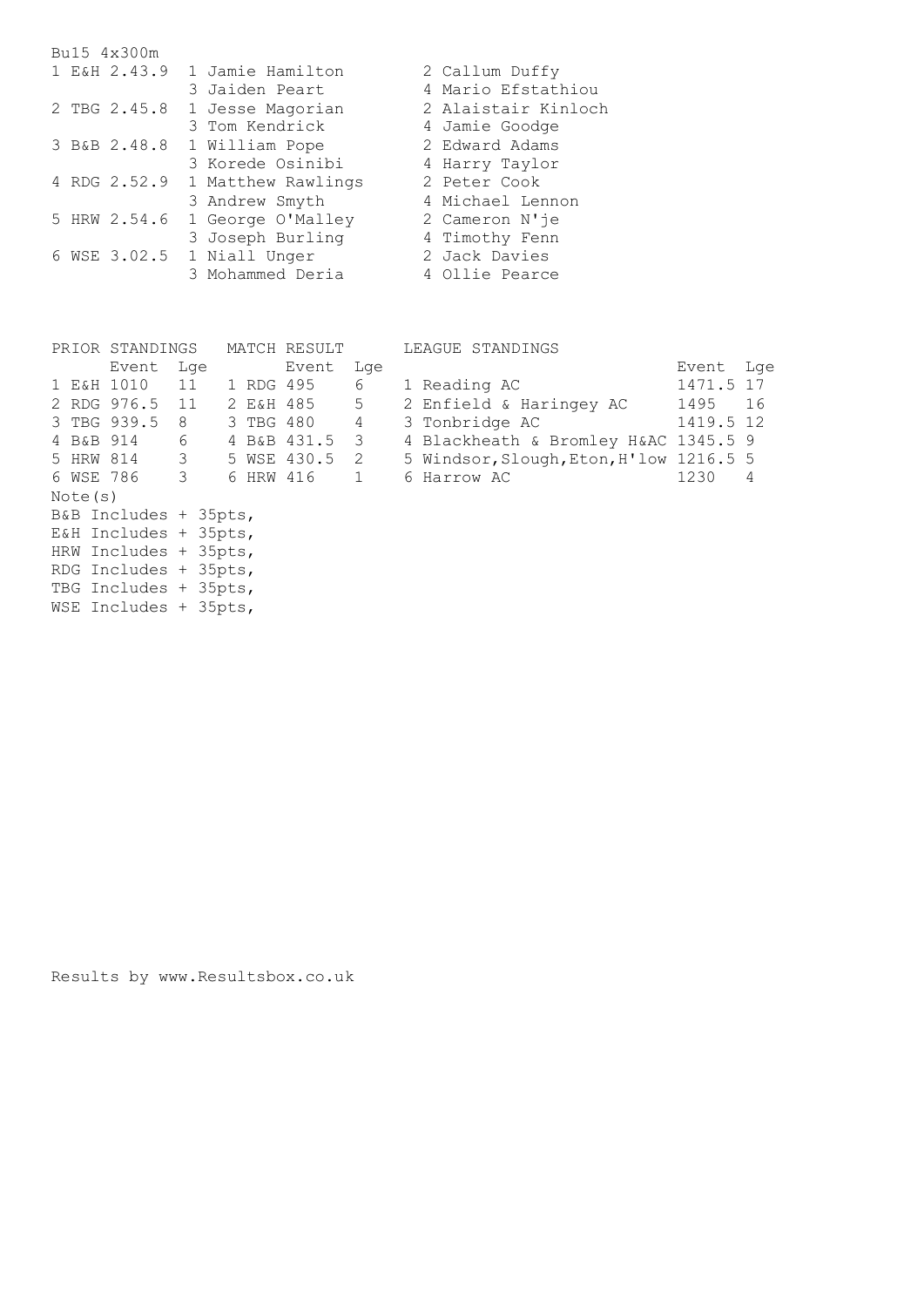Bu15 4x300m

| | | | |
|---|---|---|---|
| 1 | E&H 2.43.9 | 1 Jamie Hamilton | 2 Callum Duffy |
| | | 3 Jaiden Peart | 4 Mario Efstathiou |
| 2 | TBG 2.45.8 | 1 Jesse Magorian | 2 Alaistair Kinloch |
| | | 3 Tom Kendrick | 4 Jamie Goodge |
| 3 | B&B 2.48.8 | 1 William Pope | 2 Edward Adams |
| | | 3 Korede Osinibi | 4 Harry Taylor |
| 4 | RDG 2.52.9 | 1 Matthew Rawlings | 2 Peter Cook |
| | | 3 Andrew Smyth | 4 Michael Lennon |
| 5 | HRW 2.54.6 | 1 George O'Malley | 2 Cameron N'je |
| | | 3 Joseph Burling | 4 Timothy Fenn |
| 6 | WSE 3.02.5 | 1 Niall Unger | 2 Jack Davies |
| | | 3 Mohammed Deria | 4 Ollie Pearce |

| PRIOR STANDINGS | | | MATCH RESULT | | | LEAGUE STANDINGS | | |
|---|---|---|---|---|---|---|---|---|
| | Event | Lge | | Event | Lge | | Event | Lge |
| 1 E&H | 1010 | 11 | 1 RDG | 495 | 6 | 1 Reading AC | 1471.5 | 17 |
| 2 RDG | 976.5 | 11 | 2 E&H | 485 | 5 | 2 Enfield & Haringey AC | 1495 | 16 |
| 3 TBG | 939.5 | 8 | 3 TBG | 480 | 4 | 3 Tonbridge AC | 1419.5 | 12 |
| 4 B&B | 914 | 6 | 4 B&B | 431.5 | 3 | 4 Blackheath & Bromley H&AC | 1345.5 | 9 |
| 5 HRW | 814 | 3 | 5 WSE | 430.5 | 2 | 5 Windsor,Slough,Eton,H'low | 1216.5 | 5 |
| 6 WSE | 786 | 3 | 6 HRW | 416 | 1 | 6 Harrow AC | 1230 | 4 |

Note(s)

B&B Includes + 35pts,
E&H Includes + 35pts,
HRW Includes + 35pts,
RDG Includes + 35pts,
TBG Includes + 35pts,
WSE Includes + 35pts,

Results by www.Resultsbox.co.uk